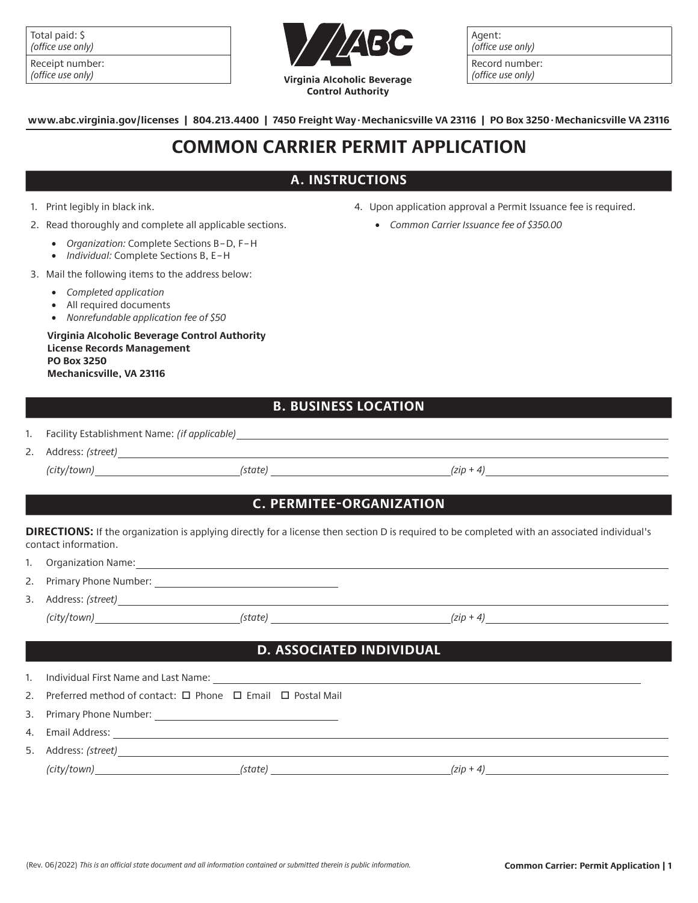| Total paid: $ *(office use only)* | Agent: *(office use only)* |
|---|---|
| Receipt number: *(office use only)* | Record number: *(office use only)* |

**Virginia Alcoholic Beverage Control Authority**

**www.abc.virginia.gov/licenses | 804.213.4400 | 7450 Freight Way · Mechanicsville VA 23116 | PO Box 3250 · Mechanicsville VA 23116**

# COMMON CARRIER PERMIT APPLICATION

## A. INSTRUCTIONS

1. Print legibly in black ink.
2. Read thoroughly and complete all applicable sections.
   - *Organization:* Complete Sections B–D, F–H
   - *Individual:* Complete Sections B, E–H
3. Mail the following items to the address below:
   - *Completed application*
   - All required documents
   - *Nonrefundable application fee of $50*

   **Virginia Alcoholic Beverage Control Authority**
   **License Records Management**
   **PO Box 3250**
   **Mechanicsville, VA 23116**
4. Upon application approval a Permit Issuance fee is required.
   - *Common Carrier Issuance fee of $350.00*

## B. BUSINESS LOCATION

1. Facility Establishment Name: *(if applicable)* ______________________
2. Address: *(street)* ______________________
   *(city/town)* ____________ *(state)* ____________ *(zip + 4)* ____________

## C. PERMITEE-ORGANIZATION

**DIRECTIONS:** If the organization is applying directly for a license then section D is required to be completed with an associated individual's contact information.

1. Organization Name: ______________________
2. Primary Phone Number: ______________________
3. Address: *(street)* ______________________
   *(city/town)* ____________ *(state)* ____________ *(zip + 4)* ____________

## D. ASSOCIATED INDIVIDUAL

1. Individual First Name and Last Name: ______________________
2. Preferred method of contact: ☐ Phone ☐ Email ☐ Postal Mail
3. Primary Phone Number: ______________________
4. Email Address: ______________________
5. Address: *(street)* ______________________
   *(city/town)* ____________ *(state)* ____________ *(zip + 4)* ____________

(Rev. 06/2022) *This is an official state document and all information contained or submitted therein is public information.*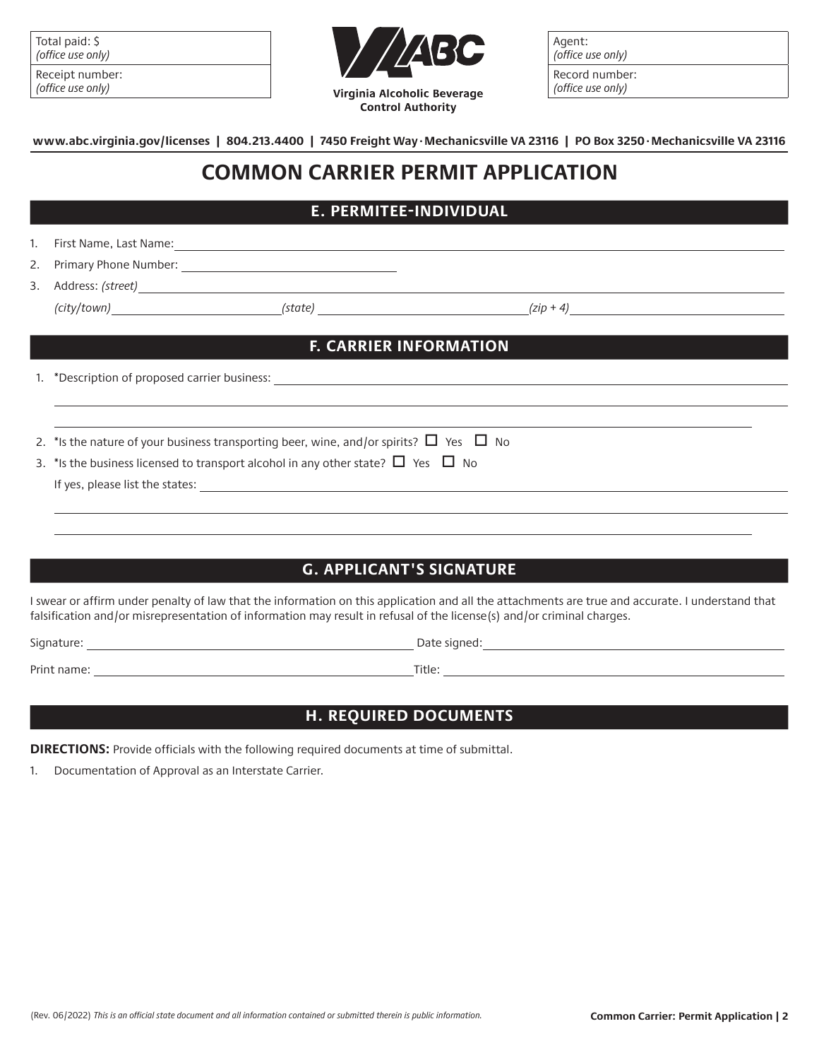| | |
|---|---|
| Total paid: $ *(office use only)* | Agent: *(office use only)* |
| Receipt number: *(office use only)* | Record number: *(office use only)* |

Virginia Alcoholic Beverage Control Authority

**www.abc.virginia.gov/licenses | 804.213.4400 | 7450 Freight Way · Mechanicsville VA 23116 | PO Box 3250 · Mechanicsville VA 23116**

# COMMON CARRIER PERMIT APPLICATION

## E. PERMITEE-INDIVIDUAL

1. First Name, Last Name: \_\_\_\_\_\_\_\_\_\_
2. Primary Phone Number: \_\_\_\_\_\_\_\_\_\_
3. Address: *(street)* \_\_\_\_\_\_\_\_\_\_
   *(city/town)* \_\_\_\_\_\_\_\_\_\_ *(state)* \_\_\_\_\_\_\_\_\_\_ *(zip + 4)* \_\_\_\_\_\_\_\_\_\_

## F. CARRIER INFORMATION

1. *Description of proposed carrier business: \_\_\_\_\_\_\_\_\_\_
2. *Is the nature of your business transporting beer, wine, and/or spirits? ☐ Yes ☐ No
3. *Is the business licensed to transport alcohol in any other state? ☐ Yes ☐ No
   If yes, please list the states: \_\_\_\_\_\_\_\_\_\_

## G. APPLICANT'S SIGNATURE

I swear or affirm under penalty of law that the information on this application and all the attachments are true and accurate. I understand that falsification and/or misrepresentation of information may result in refusal of the license(s) and/or criminal charges.

Signature: \_\_\_\_\_\_\_\_\_\_ Date signed: \_\_\_\_\_\_\_\_\_\_

Print name: \_\_\_\_\_\_\_\_\_\_ Title: \_\_\_\_\_\_\_\_\_\_

## H. REQUIRED DOCUMENTS

**DIRECTIONS:** Provide officials with the following required documents at time of submittal.

1. Documentation of Approval as an Interstate Carrier.

(Rev. 06/2022) *This is an official state document and all information contained or submitted therein is public information.*